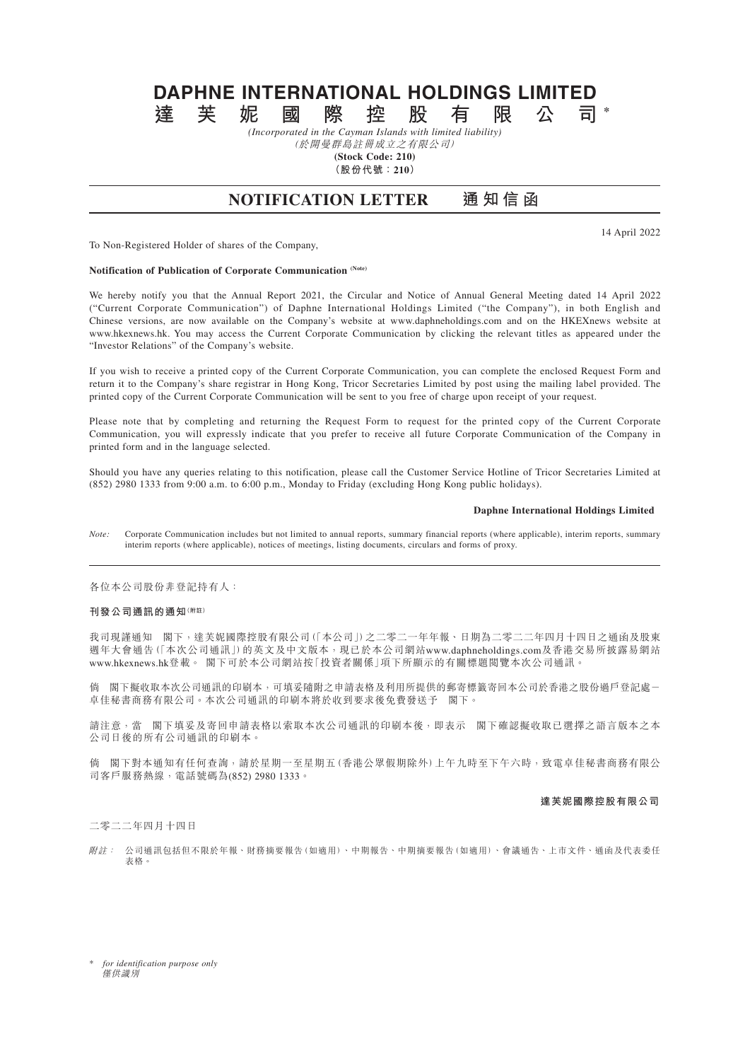# DAPHNE INTERNATIONAL HOLDINGS LIMITED

# 達芙妮國際控股有限公司*

*(Incorporated in the Cayman Islands with limited liability)*

*(於開曼群島註冊成立之有限公司)*

**(Stock Code: 210)**

**（股份代號：210）**

## NOTIFICATION LETTER 通知信函

14 April 2022

To Non-Registered Holder of shares of the Company,

**Notification of Publication of Corporate Communication (Note)**

We hereby notify you that the Annual Report 2021, the Circular and Notice of Annual General Meeting dated 14 April 2022 ("Current Corporate Communication") of Daphne International Holdings Limited ("the Company"), in both English and Chinese versions, are now available on the Company's website at www.daphneholdings.com and on the HKEXnews website at www.hkexnews.hk. You may access the Current Corporate Communication by clicking the relevant titles as appeared under the "Investor Relations" of the Company's website.

If you wish to receive a printed copy of the Current Corporate Communication, you can complete the enclosed Request Form and return it to the Company's share registrar in Hong Kong, Tricor Secretaries Limited by post using the mailing label provided. The printed copy of the Current Corporate Communication will be sent to you free of charge upon receipt of your request.

Please note that by completing and returning the Request Form to request for the printed copy of the Current Corporate Communication, you will expressly indicate that you prefer to receive all future Corporate Communication of the Company in printed form and in the language selected.

Should you have any queries relating to this notification, please call the Customer Service Hotline of Tricor Secretaries Limited at (852) 2980 1333 from 9:00 a.m. to 6:00 p.m., Monday to Friday (excluding Hong Kong public holidays).

**Daphne International Holdings Limited**

*Note:* Corporate Communication includes but not limited to annual reports, summary financial reports (where applicable), interim reports, summary interim reports (where applicable), notices of meetings, listing documents, circulars and forms of proxy.

---

各位本公司股份非登記持有人：

**刊發公司通訊的通知(附註)**

我司現謹通知　閣下，達芙妮國際控股有限公司(「本公司」)之二零二一年年報、日期為二零二二年四月十四日之通函及股東週年大會通告(「本次公司通訊」)的英文及中文版本，現已於本公司網站www.daphneholdings.com及香港交易所披露易網站www.hkexnews.hk登載。　閣下可於本公司網站按「投資者關係」項下所顯示的有關標題閱覽本次公司通訊。

倘　閣下擬收取本次公司通訊的印刷本，可填妥隨附之申請表格及利用所提供的郵寄標籤寄回本公司於香港之股份過戶登記處－卓佳秘書商務有限公司。本次公司通訊的印刷本將於收到要求後免費發送予　閣下。

請注意，當　閣下填妥及寄回申請表格以索取本次公司通訊的印刷本後，即表示　閣下確認擬收取已選擇之語言版本之本公司日後的所有公司通訊的印刷本。

倘　閣下對本通知有任何查詢，請於星期一至星期五(香港公眾假期除外)上午九時至下午六時，致電卓佳秘書商務有限公司客戶服務熱線，電話號碼為(852) 2980 1333。

**達芙妮國際控股有限公司**

二零二二年四月十四日

*附註：* 公司通訊包括但不限於年報、財務摘要報告(如適用)、中期報告、中期摘要報告(如適用)、會議通告、上市文件、通函及代表委任表格。

\* *for identification purpose only*
*僅供識別*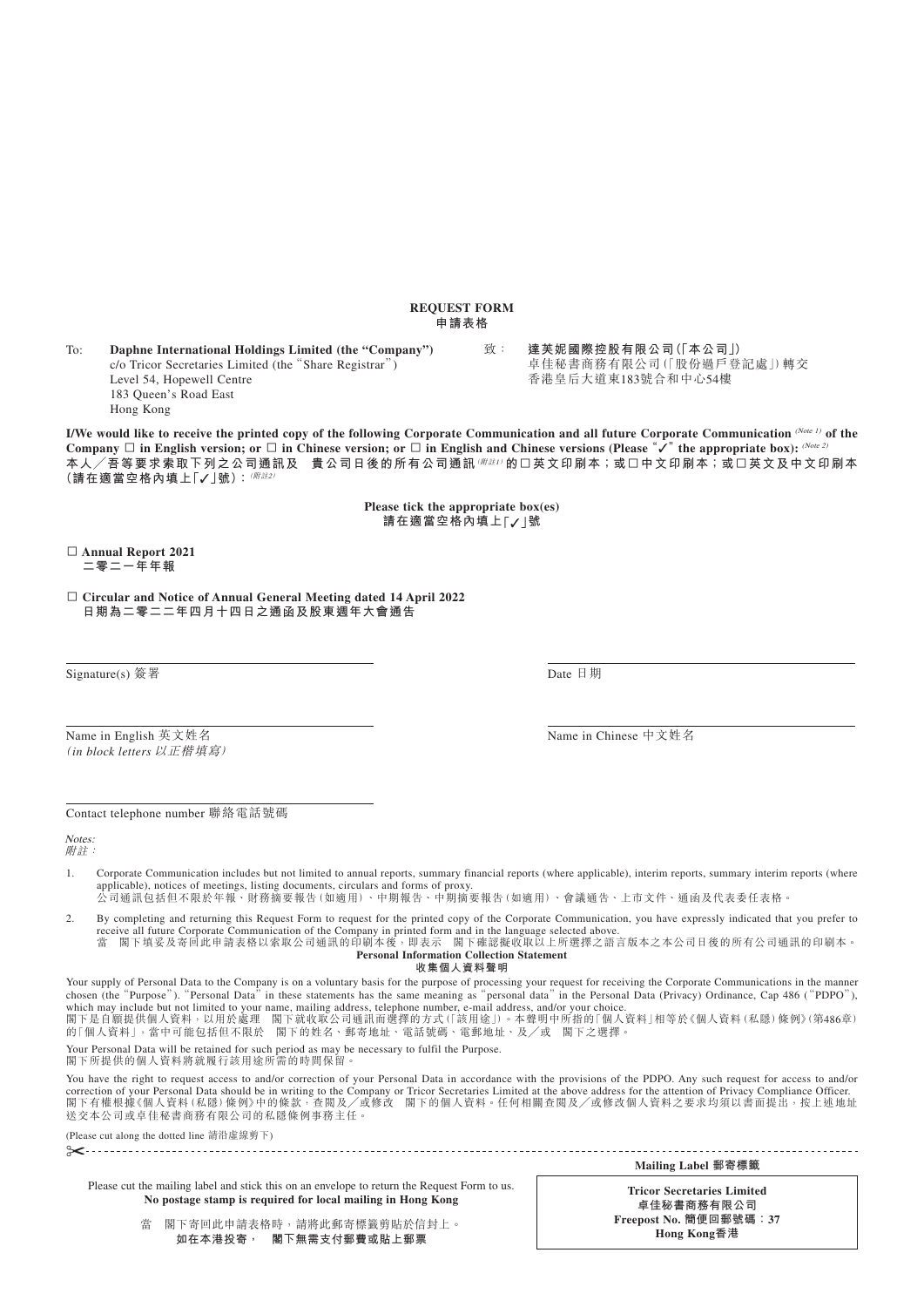## REQUEST FORM
## 申請表格

To: **Daphne International Holdings Limited (the "Company")**
c/o Tricor Secretaries Limited (the "Share Registrar")
Level 54, Hopewell Centre
183 Queen's Road East
Hong Kong

致：**達芙妮國際控股有限公司(「本公司」)**
卓佳秘書商務有限公司(「股份過戶登記處」)轉交
香港皇后大道東183號合和中心54樓

**I/We would like to receive the printed copy of the following Corporate Communication and all future Corporate Communication** *(Note 1)* **of the Company ☐ in English version; or ☐ in Chinese version; or ☐ in English and Chinese versions (Please "✓" the appropriate box):** *(Note 2)*
**本人╱吾等要求索取下列之公司通訊及 貴公司日後的所有公司通訊**(附註1)**的☐英文印刷本；或☐中文印刷本；或☐英文及中文印刷本(請在適當空格內填上「✓」號)：**(附註2)

**Please tick the appropriate box(es)**
**請在適當空格內填上「✓」號**

☐ **Annual Report 2021**
**二零二一年年報**

☐ **Circular and Notice of Annual General Meeting dated 14 April 2022**
**日期為二零二二年四月十四日之通函及股東週年大會通告**

Signature(s) 簽署 ____________________

Date 日期 ____________________

Name in English 英文姓名 ____________________
*(in block letters 以正楷填寫)*

Name in Chinese 中文姓名 ____________________

Contact telephone number 聯絡電話號碼 ____________________

*Notes:*
*附註：*

1. Corporate Communication includes but not limited to annual reports, summary financial reports (where applicable), interim reports, summary interim reports (where applicable), notices of meetings, listing documents, circulars and forms of proxy.
公司通訊包括但不限於年報、財務摘要報告(如適用)、中期報告、中期摘要報告(如適用)、會議通告、上市文件、通函及代表委任表格。

2. By completing and returning this Request Form to request for the printed copy of the Corporate Communication, you have expressly indicated that you prefer to receive all future Corporate Communication of the Company in printed form and in the language selected above.
當 閣下填妥及寄回此申請表格以索取公司通訊的印刷本後，即表示 閣下確認擬收取以上所選擇之語言版本之本公司日後的所有公司通訊的印刷本。

**Personal Information Collection Statement**
**收集個人資料聲明**

Your supply of Personal Data to the Company is on a voluntary basis for the purpose of processing your request for receiving the Corporate Communications in the manner chosen (the "Purpose"). "Personal Data" in these statements has the same meaning as "personal data" in the Personal Data (Privacy) Ordinance, Cap 486 ("PDPO"), which may include but not limited to your name, mailing address, telephone number, e-mail address, and/or your choice.
閣下是自願提供個人資料，以用於處理 閣下就收取公司通訊而選擇的方式(「該用途」)。本聲明中所指的「個人資料」相等於《個人資料(私隱)條例》(第486章)的「個人資料」，當中可能包括但不限於 閣下的姓名、郵寄地址、電話號碼、電郵地址、及╱或 閣下之選擇。

Your Personal Data will be retained for such period as may be necessary to fulfil the Purpose.
閣下所提供的個人資料將就履行該用途所需的時間保留。

You have the right to request access to and/or correction of your Personal Data in accordance with the provisions of the PDPO. Any such request for access to and/or correction of your Personal Data should be in writing to the Company or Tricor Secretaries Limited at the above address for the attention of Privacy Compliance Officer.
閣下有權根據《個人資料(私隱)條例》中的條款，查閱及╱或修改 閣下的個人資料。任何相關查閱及╱或修改個人資料之要求均須以書面提出，按上述地址送交本公司或卓佳秘書商務有限公司的私隱條例事務主任。

(Please cut along the dotted line 請沿虛線剪下)

✂- - - - - - - - - - - - - - - - - - - - - - - - - - - - - - - - - - - - - - - -

Please cut the mailing label and stick this on an envelope to return the Request Form to us.
**No postage stamp is required for local mailing in Hong Kong**

當 閣下寄回此申請表格時，請將此郵寄標籤剪貼於信封上。
**如在本港投寄， 閣下無需支付郵費或貼上郵票**

**Mailing Label 郵寄標籤**

**Tricor Secretaries Limited**
**卓佳秘書商務有限公司**
**Freepost No. 簡便回郵號碼：37**
**Hong Kong香港**